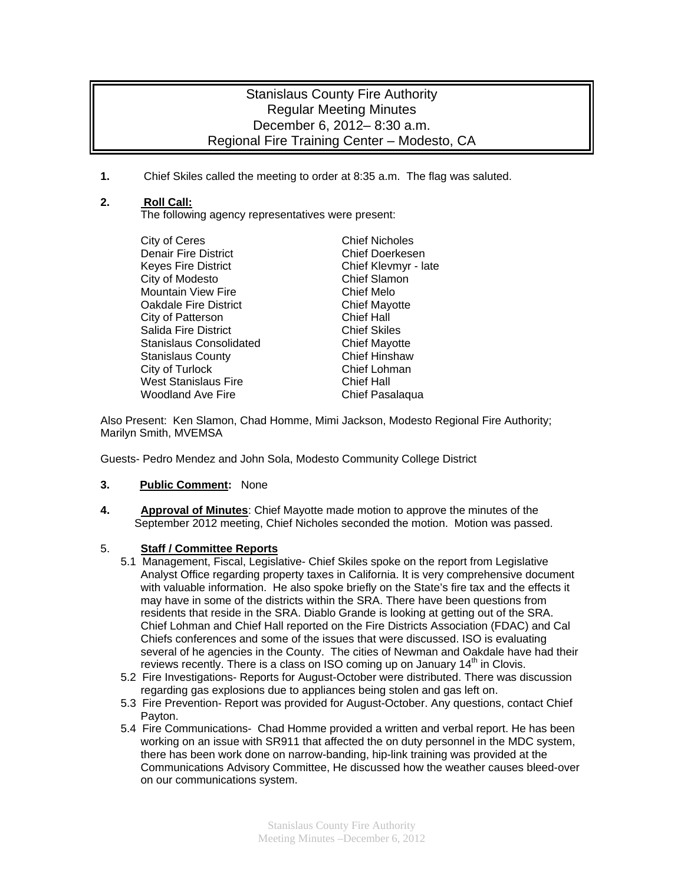# Stanislaus County Fire Authority
## Regular Meeting Minutes
## December 6, 2012– 8:30 a.m.
## Regional Fire Training Center – Modesto, CA

**1.** Chief Skiles called the meeting to order at 8:35 a.m. The flag was saluted.

**2.** **Roll Call:**
The following agency representatives were present:

| | |
|---|---|
| City of Ceres | Chief Nicholes |
| Denair Fire District | Chief Doerkesen |
| Keyes Fire District | Chief Klevmyr - late |
| City of Modesto | Chief Slamon |
| Mountain View Fire | Chief Melo |
| Oakdale Fire District | Chief Mayotte |
| City of Patterson | Chief Hall |
| Salida Fire District | Chief Skiles |
| Stanislaus Consolidated | Chief Mayotte |
| Stanislaus County | Chief Hinshaw |
| City of Turlock | Chief Lohman |
| West Stanislaus Fire | Chief Hall |
| Woodland Ave Fire | Chief Pasalaqua |

Also Present: Ken Slamon, Chad Homme, Mimi Jackson, Modesto Regional Fire Authority; Marilyn Smith, MVEMSA

Guests- Pedro Mendez and John Sola, Modesto Community College District

**3.** **Public Comment:** None

**4.** **Approval of Minutes**: Chief Mayotte made motion to approve the minutes of the September 2012 meeting, Chief Nicholes seconded the motion. Motion was passed.

5. **Staff / Committee Reports**

5.1 Management, Fiscal, Legislative- Chief Skiles spoke on the report from Legislative Analyst Office regarding property taxes in California. It is very comprehensive document with valuable information. He also spoke briefly on the State's fire tax and the effects it may have in some of the districts within the SRA. There have been questions from residents that reside in the SRA. Diablo Grande is looking at getting out of the SRA. Chief Lohman and Chief Hall reported on the Fire Districts Association (FDAC) and Cal Chiefs conferences and some of the issues that were discussed. ISO is evaluating several of he agencies in the County. The cities of Newman and Oakdale have had their reviews recently. There is a class on ISO coming up on January 14th in Clovis.

5.2 Fire Investigations- Reports for August-October were distributed. There was discussion regarding gas explosions due to appliances being stolen and gas left on.

5.3 Fire Prevention- Report was provided for August-October. Any questions, contact Chief Payton.

5.4 Fire Communications- Chad Homme provided a written and verbal report. He has been working on an issue with SR911 that affected the on duty personnel in the MDC system, there has been work done on narrow-banding, hip-link training was provided at the Communications Advisory Committee, He discussed how the weather causes bleed-over on our communications system.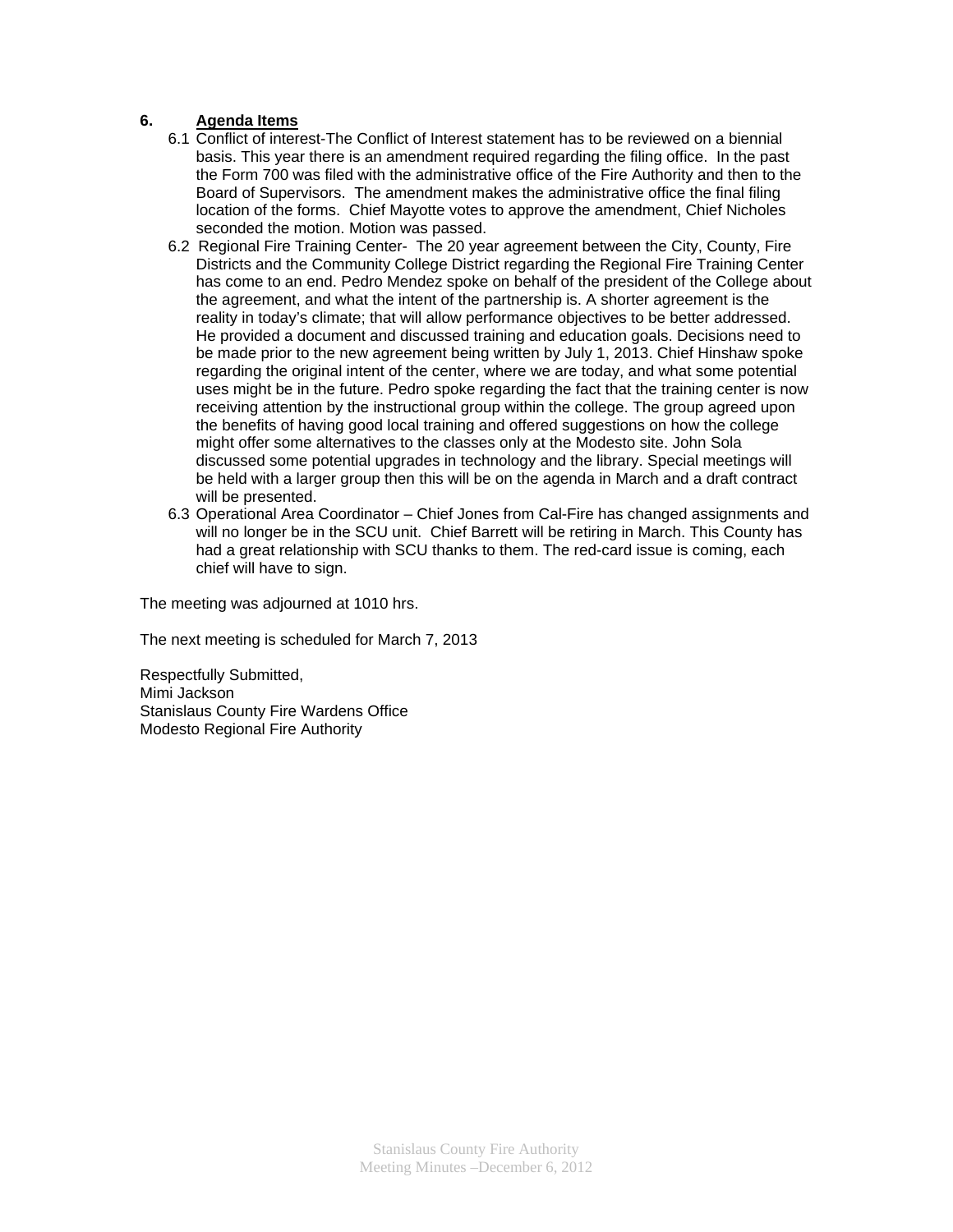## 6. Agenda Items

6.1 Conflict of interest-The Conflict of Interest statement has to be reviewed on a biennial basis. This year there is an amendment required regarding the filing office. In the past the Form 700 was filed with the administrative office of the Fire Authority and then to the Board of Supervisors. The amendment makes the administrative office the final filing location of the forms. Chief Mayotte votes to approve the amendment, Chief Nicholes seconded the motion. Motion was passed.

6.2 Regional Fire Training Center- The 20 year agreement between the City, County, Fire Districts and the Community College District regarding the Regional Fire Training Center has come to an end. Pedro Mendez spoke on behalf of the president of the College about the agreement, and what the intent of the partnership is. A shorter agreement is the reality in today's climate; that will allow performance objectives to be better addressed. He provided a document and discussed training and education goals. Decisions need to be made prior to the new agreement being written by July 1, 2013. Chief Hinshaw spoke regarding the original intent of the center, where we are today, and what some potential uses might be in the future. Pedro spoke regarding the fact that the training center is now receiving attention by the instructional group within the college. The group agreed upon the benefits of having good local training and offered suggestions on how the college might offer some alternatives to the classes only at the Modesto site. John Sola discussed some potential upgrades in technology and the library. Special meetings will be held with a larger group then this will be on the agenda in March and a draft contract will be presented.

6.3 Operational Area Coordinator – Chief Jones from Cal-Fire has changed assignments and will no longer be in the SCU unit. Chief Barrett will be retiring in March. This County has had a great relationship with SCU thanks to them. The red-card issue is coming, each chief will have to sign.

The meeting was adjourned at 1010 hrs.

The next meeting is scheduled for March 7, 2013

Respectfully Submitted,
Mimi Jackson
Stanislaus County Fire Wardens Office
Modesto Regional Fire Authority